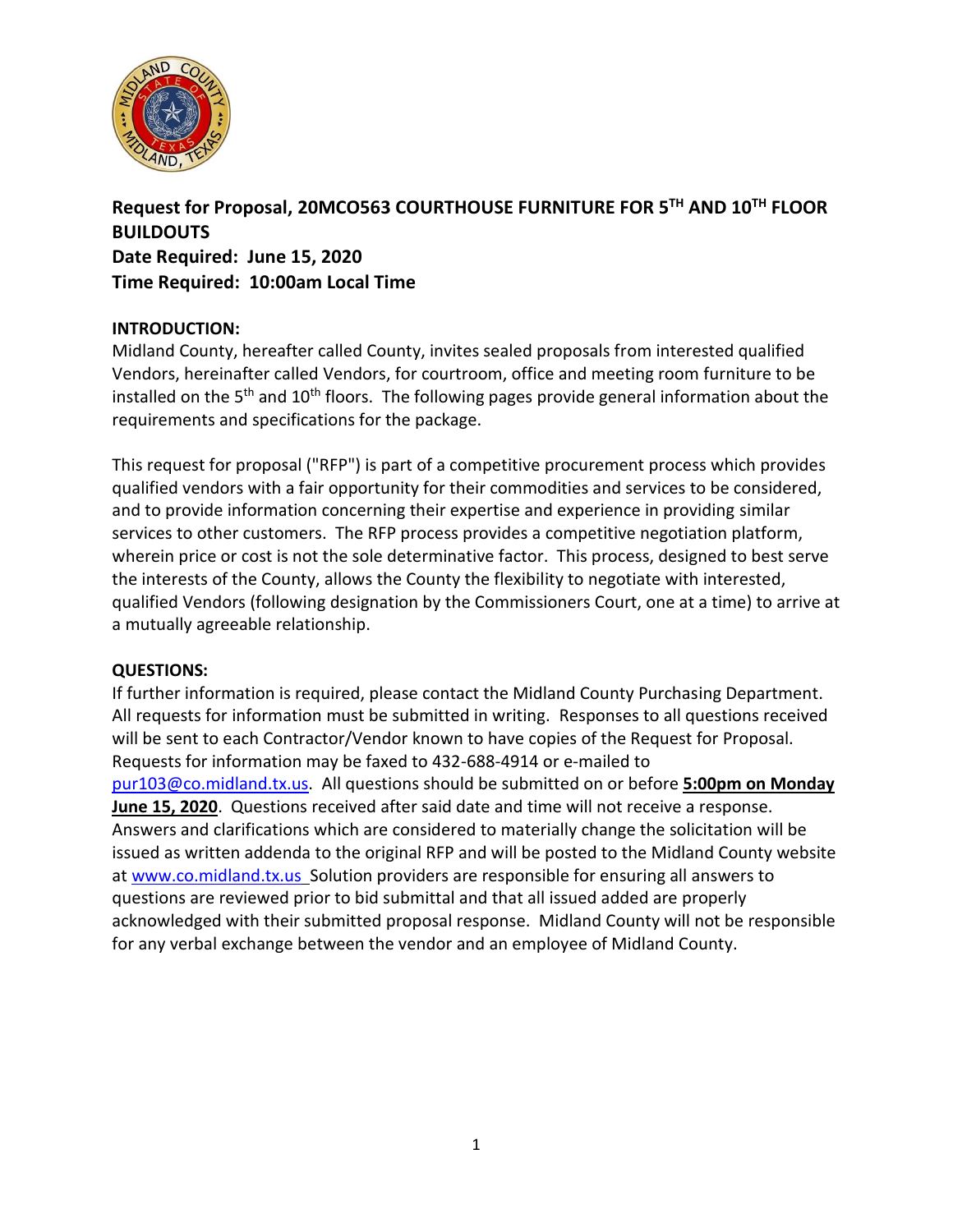**Request for Proposal, 20MCO563 COURTHOUSE FURNITURE FOR 5TH AND 10TH FLOOR BUILDOUTS**
**Date Required: June 15, 2020**
**Time Required: 10:00am Local Time**

**INTRODUCTION:**
Midland County, hereafter called County, invites sealed proposals from interested qualified Vendors, hereinafter called Vendors, for courtroom, office and meeting room furniture to be installed on the 5th and 10th floors. The following pages provide general information about the requirements and specifications for the package.

This request for proposal ("RFP") is part of a competitive procurement process which provides qualified vendors with a fair opportunity for their commodities and services to be considered, and to provide information concerning their expertise and experience in providing similar services to other customers. The RFP process provides a competitive negotiation platform, wherein price or cost is not the sole determinative factor. This process, designed to best serve the interests of the County, allows the County the flexibility to negotiate with interested, qualified Vendors (following designation by the Commissioners Court, one at a time) to arrive at a mutually agreeable relationship.

**QUESTIONS:**
If further information is required, please contact the Midland County Purchasing Department. All requests for information must be submitted in writing. Responses to all questions received will be sent to each Contractor/Vendor known to have copies of the Request for Proposal. Requests for information may be faxed to 432-688-4914 or e-mailed to pur103@co.midland.tx.us. All questions should be submitted on or before **5:00pm on Monday June 15, 2020**. Questions received after said date and time will not receive a response. Answers and clarifications which are considered to materially change the solicitation will be issued as written addenda to the original RFP and will be posted to the Midland County website at www.co.midland.tx.us Solution providers are responsible for ensuring all answers to questions are reviewed prior to bid submittal and that all issued added are properly acknowledged with their submitted proposal response. Midland County will not be responsible for any verbal exchange between the vendor and an employee of Midland County.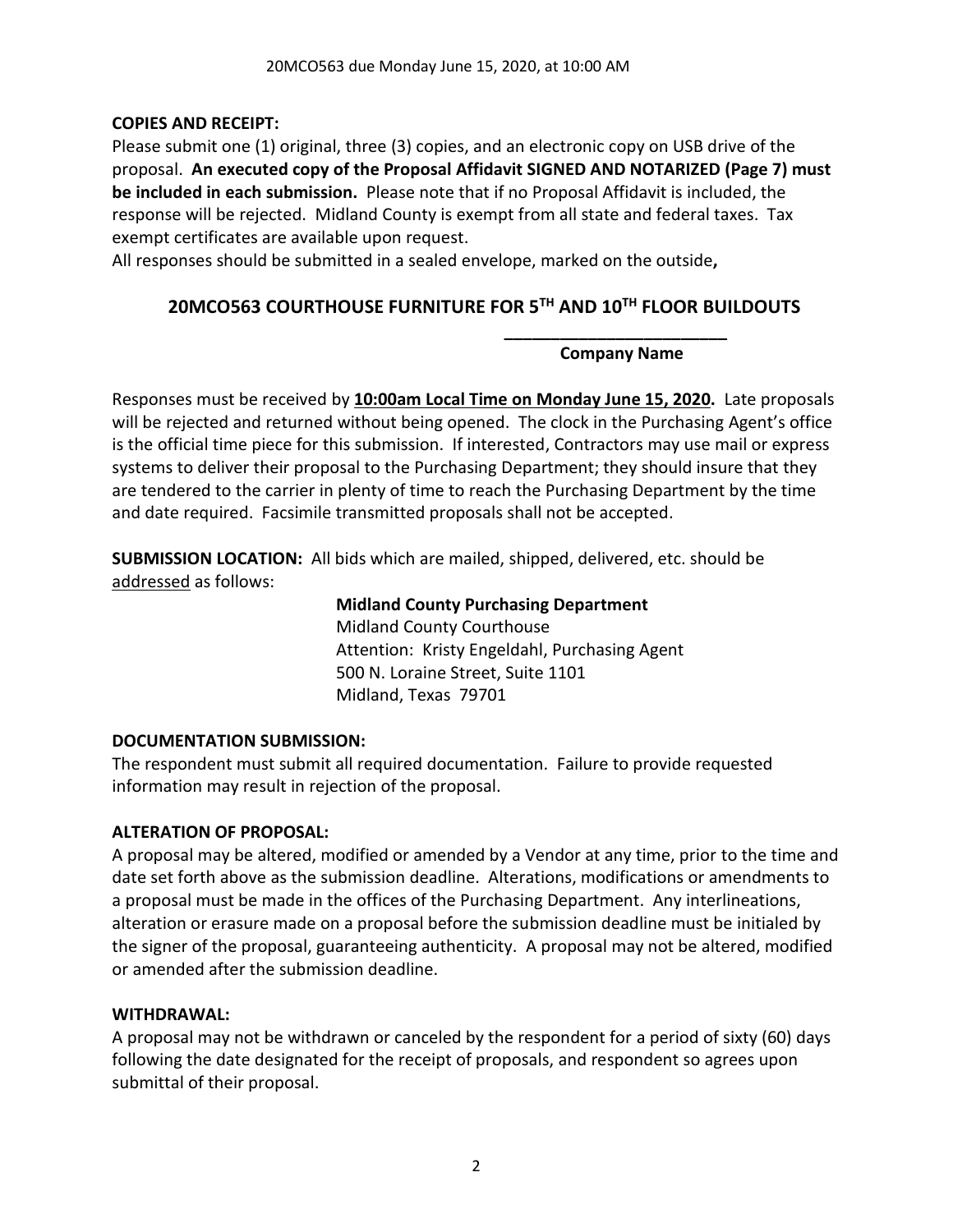**COPIES AND RECEIPT:**
Please submit one (1) original, three (3) copies, and an electronic copy on USB drive of the proposal. **An executed copy of the Proposal Affidavit SIGNED AND NOTARIZED (Page 7) must be included in each submission.** Please note that if no Proposal Affidavit is included, the response will be rejected. Midland County is exempt from all state and federal taxes. Tax exempt certificates are available upon request.
All responses should be submitted in a sealed envelope, marked on the outside**,**

## 20MCO563 COURTHOUSE FURNITURE FOR 5TH AND 10TH FLOOR BUILDOUTS

**________________________**
**Company Name**

Responses must be received by **10:00am Local Time on Monday June 15, 2020.** Late proposals will be rejected and returned without being opened. The clock in the Purchasing Agent's office is the official time piece for this submission. If interested, Contractors may use mail or express systems to deliver their proposal to the Purchasing Department; they should insure that they are tendered to the carrier in plenty of time to reach the Purchasing Department by the time and date required. Facsimile transmitted proposals shall not be accepted.

**SUBMISSION LOCATION:** All bids which are mailed, shipped, delivered, etc. should be addressed as follows:

**Midland County Purchasing Department**
Midland County Courthouse
Attention: Kristy Engeldahl, Purchasing Agent
500 N. Loraine Street, Suite 1101
Midland, Texas 79701

**DOCUMENTATION SUBMISSION:**
The respondent must submit all required documentation. Failure to provide requested information may result in rejection of the proposal.

**ALTERATION OF PROPOSAL:**
A proposal may be altered, modified or amended by a Vendor at any time, prior to the time and date set forth above as the submission deadline. Alterations, modifications or amendments to a proposal must be made in the offices of the Purchasing Department. Any interlineations, alteration or erasure made on a proposal before the submission deadline must be initialed by the signer of the proposal, guaranteeing authenticity. A proposal may not be altered, modified or amended after the submission deadline.

**WITHDRAWAL:**
A proposal may not be withdrawn or canceled by the respondent for a period of sixty (60) days following the date designated for the receipt of proposals, and respondent so agrees upon submittal of their proposal.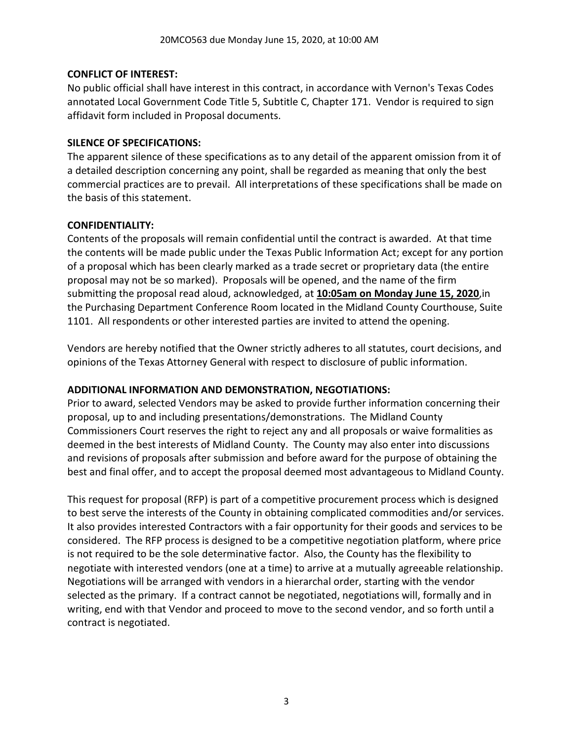**CONFLICT OF INTEREST:**

No public official shall have interest in this contract, in accordance with Vernon's Texas Codes annotated Local Government Code Title 5, Subtitle C, Chapter 171. Vendor is required to sign affidavit form included in Proposal documents.

**SILENCE OF SPECIFICATIONS:**

The apparent silence of these specifications as to any detail of the apparent omission from it of a detailed description concerning any point, shall be regarded as meaning that only the best commercial practices are to prevail. All interpretations of these specifications shall be made on the basis of this statement.

**CONFIDENTIALITY:**

Contents of the proposals will remain confidential until the contract is awarded. At that time the contents will be made public under the Texas Public Information Act; except for any portion of a proposal which has been clearly marked as a trade secret or proprietary data (the entire proposal may not be so marked). Proposals will be opened, and the name of the firm submitting the proposal read aloud, acknowledged, at **10:05am on Monday June 15, 2020**,in the Purchasing Department Conference Room located in the Midland County Courthouse, Suite 1101. All respondents or other interested parties are invited to attend the opening.

Vendors are hereby notified that the Owner strictly adheres to all statutes, court decisions, and opinions of the Texas Attorney General with respect to disclosure of public information.

**ADDITIONAL INFORMATION AND DEMONSTRATION, NEGOTIATIONS:**

Prior to award, selected Vendors may be asked to provide further information concerning their proposal, up to and including presentations/demonstrations. The Midland County Commissioners Court reserves the right to reject any and all proposals or waive formalities as deemed in the best interests of Midland County. The County may also enter into discussions and revisions of proposals after submission and before award for the purpose of obtaining the best and final offer, and to accept the proposal deemed most advantageous to Midland County.

This request for proposal (RFP) is part of a competitive procurement process which is designed to best serve the interests of the County in obtaining complicated commodities and/or services. It also provides interested Contractors with a fair opportunity for their goods and services to be considered. The RFP process is designed to be a competitive negotiation platform, where price is not required to be the sole determinative factor. Also, the County has the flexibility to negotiate with interested vendors (one at a time) to arrive at a mutually agreeable relationship. Negotiations will be arranged with vendors in a hierarchal order, starting with the vendor selected as the primary. If a contract cannot be negotiated, negotiations will, formally and in writing, end with that Vendor and proceed to move to the second vendor, and so forth until a contract is negotiated.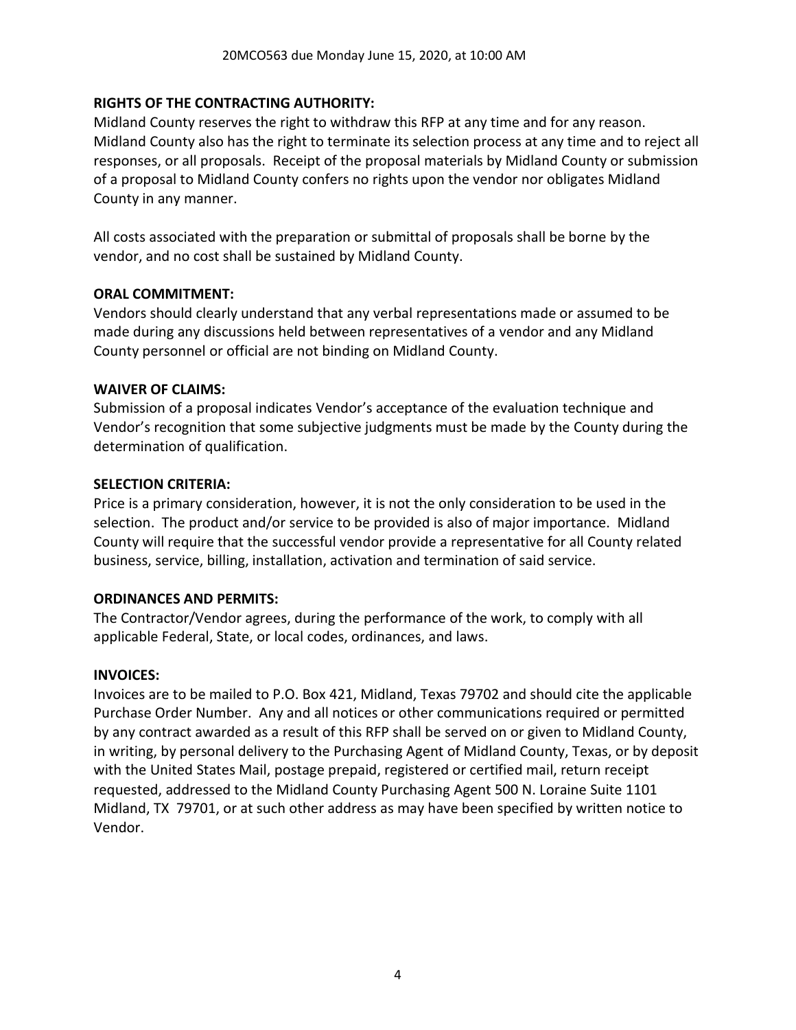**RIGHTS OF THE CONTRACTING AUTHORITY:**
Midland County reserves the right to withdraw this RFP at any time and for any reason. Midland County also has the right to terminate its selection process at any time and to reject all responses, or all proposals. Receipt of the proposal materials by Midland County or submission of a proposal to Midland County confers no rights upon the vendor nor obligates Midland County in any manner.

All costs associated with the preparation or submittal of proposals shall be borne by the vendor, and no cost shall be sustained by Midland County.

**ORAL COMMITMENT:**
Vendors should clearly understand that any verbal representations made or assumed to be made during any discussions held between representatives of a vendor and any Midland County personnel or official are not binding on Midland County.

**WAIVER OF CLAIMS:**
Submission of a proposal indicates Vendor's acceptance of the evaluation technique and Vendor's recognition that some subjective judgments must be made by the County during the determination of qualification.

**SELECTION CRITERIA:**
Price is a primary consideration, however, it is not the only consideration to be used in the selection. The product and/or service to be provided is also of major importance. Midland County will require that the successful vendor provide a representative for all County related business, service, billing, installation, activation and termination of said service.

**ORDINANCES AND PERMITS:**
The Contractor/Vendor agrees, during the performance of the work, to comply with all applicable Federal, State, or local codes, ordinances, and laws.

**INVOICES:**
Invoices are to be mailed to P.O. Box 421, Midland, Texas 79702 and should cite the applicable Purchase Order Number. Any and all notices or other communications required or permitted by any contract awarded as a result of this RFP shall be served on or given to Midland County, in writing, by personal delivery to the Purchasing Agent of Midland County, Texas, or by deposit with the United States Mail, postage prepaid, registered or certified mail, return receipt requested, addressed to the Midland County Purchasing Agent 500 N. Loraine Suite 1101 Midland, TX 79701, or at such other address as may have been specified by written notice to Vendor.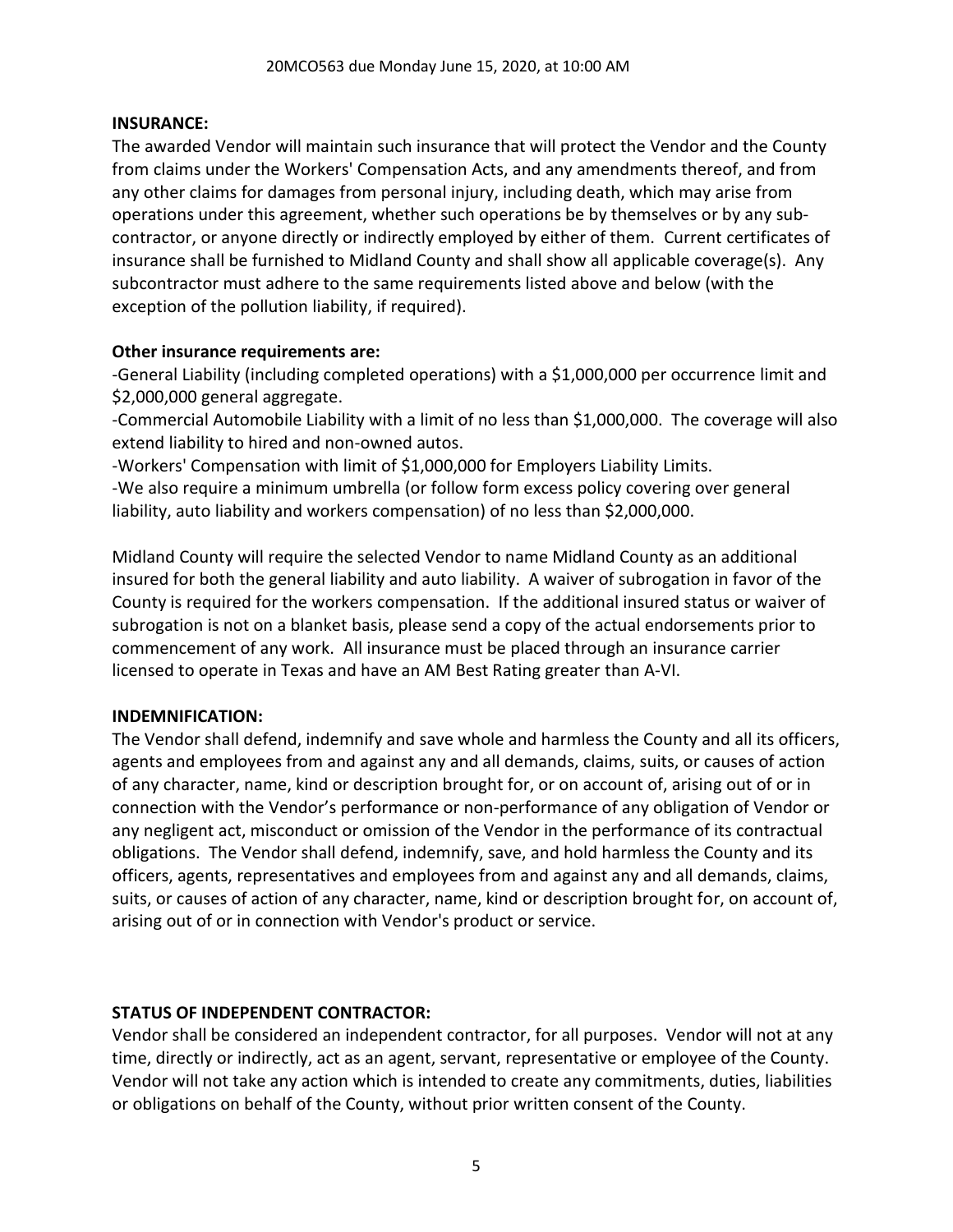**INSURANCE:**

The awarded Vendor will maintain such insurance that will protect the Vendor and the County from claims under the Workers' Compensation Acts, and any amendments thereof, and from any other claims for damages from personal injury, including death, which may arise from operations under this agreement, whether such operations be by themselves or by any sub-contractor, or anyone directly or indirectly employed by either of them. Current certificates of insurance shall be furnished to Midland County and shall show all applicable coverage(s). Any subcontractor must adhere to the same requirements listed above and below (with the exception of the pollution liability, if required).

**Other insurance requirements are:**

-General Liability (including completed operations) with a $1,000,000 per occurrence limit and $2,000,000 general aggregate.

-Commercial Automobile Liability with a limit of no less than $1,000,000. The coverage will also extend liability to hired and non-owned autos.

-Workers' Compensation with limit of $1,000,000 for Employers Liability Limits.

-We also require a minimum umbrella (or follow form excess policy covering over general liability, auto liability and workers compensation) of no less than $2,000,000.

Midland County will require the selected Vendor to name Midland County as an additional insured for both the general liability and auto liability. A waiver of subrogation in favor of the County is required for the workers compensation. If the additional insured status or waiver of subrogation is not on a blanket basis, please send a copy of the actual endorsements prior to commencement of any work. All insurance must be placed through an insurance carrier licensed to operate in Texas and have an AM Best Rating greater than A-VI.

**INDEMNIFICATION:**

The Vendor shall defend, indemnify and save whole and harmless the County and all its officers, agents and employees from and against any and all demands, claims, suits, or causes of action of any character, name, kind or description brought for, or on account of, arising out of or in connection with the Vendor's performance or non-performance of any obligation of Vendor or any negligent act, misconduct or omission of the Vendor in the performance of its contractual obligations. The Vendor shall defend, indemnify, save, and hold harmless the County and its officers, agents, representatives and employees from and against any and all demands, claims, suits, or causes of action of any character, name, kind or description brought for, on account of, arising out of or in connection with Vendor's product or service.

**STATUS OF INDEPENDENT CONTRACTOR:**

Vendor shall be considered an independent contractor, for all purposes. Vendor will not at any time, directly or indirectly, act as an agent, servant, representative or employee of the County. Vendor will not take any action which is intended to create any commitments, duties, liabilities or obligations on behalf of the County, without prior written consent of the County.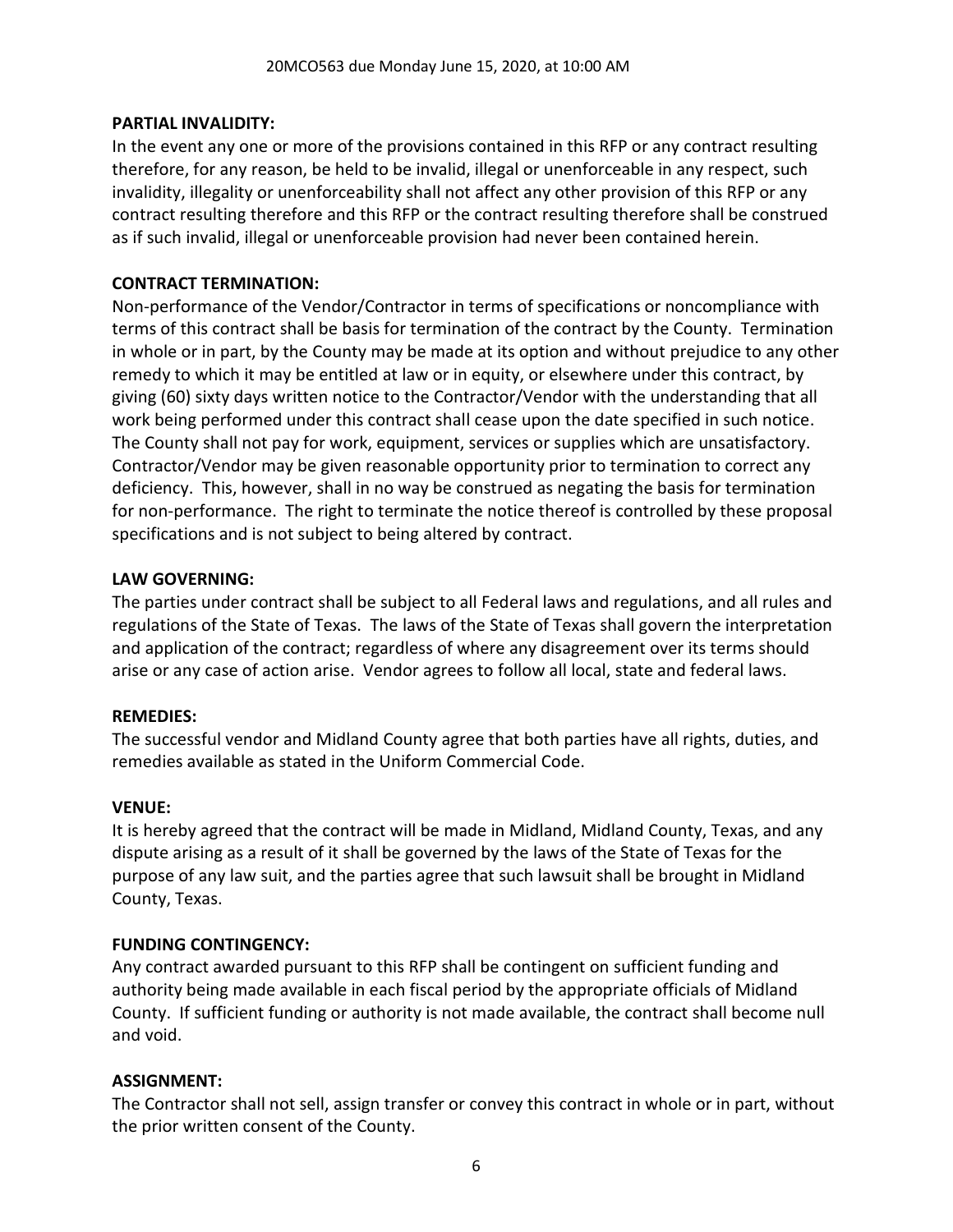**PARTIAL INVALIDITY:**

In the event any one or more of the provisions contained in this RFP or any contract resulting therefore, for any reason, be held to be invalid, illegal or unenforceable in any respect, such invalidity, illegality or unenforceability shall not affect any other provision of this RFP or any contract resulting therefore and this RFP or the contract resulting therefore shall be construed as if such invalid, illegal or unenforceable provision had never been contained herein.

**CONTRACT TERMINATION:**

Non-performance of the Vendor/Contractor in terms of specifications or noncompliance with terms of this contract shall be basis for termination of the contract by the County. Termination in whole or in part, by the County may be made at its option and without prejudice to any other remedy to which it may be entitled at law or in equity, or elsewhere under this contract, by giving (60) sixty days written notice to the Contractor/Vendor with the understanding that all work being performed under this contract shall cease upon the date specified in such notice. The County shall not pay for work, equipment, services or supplies which are unsatisfactory. Contractor/Vendor may be given reasonable opportunity prior to termination to correct any deficiency. This, however, shall in no way be construed as negating the basis for termination for non-performance. The right to terminate the notice thereof is controlled by these proposal specifications and is not subject to being altered by contract.

**LAW GOVERNING:**

The parties under contract shall be subject to all Federal laws and regulations, and all rules and regulations of the State of Texas. The laws of the State of Texas shall govern the interpretation and application of the contract; regardless of where any disagreement over its terms should arise or any case of action arise. Vendor agrees to follow all local, state and federal laws.

**REMEDIES:**

The successful vendor and Midland County agree that both parties have all rights, duties, and remedies available as stated in the Uniform Commercial Code.

**VENUE:**

It is hereby agreed that the contract will be made in Midland, Midland County, Texas, and any dispute arising as a result of it shall be governed by the laws of the State of Texas for the purpose of any law suit, and the parties agree that such lawsuit shall be brought in Midland County, Texas.

**FUNDING CONTINGENCY:**

Any contract awarded pursuant to this RFP shall be contingent on sufficient funding and authority being made available in each fiscal period by the appropriate officials of Midland County. If sufficient funding or authority is not made available, the contract shall become null and void.

**ASSIGNMENT:**

The Contractor shall not sell, assign transfer or convey this contract in whole or in part, without the prior written consent of the County.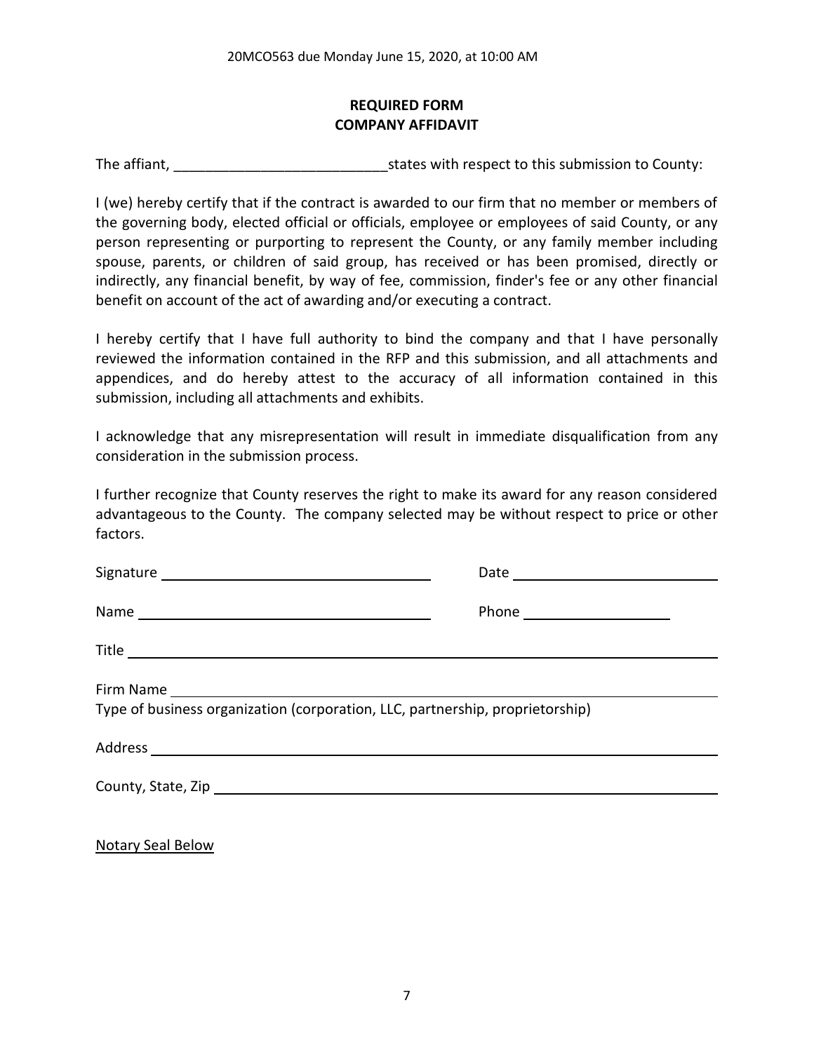## REQUIRED FORM
## COMPANY AFFIDAVIT

The affiant, ___________________________states with respect to this submission to County:

I (we) hereby certify that if the contract is awarded to our firm that no member or members of the governing body, elected official or officials, employee or employees of said County, or any person representing or purporting to represent the County, or any family member including spouse, parents, or children of said group, has received or has been promised, directly or indirectly, any financial benefit, by way of fee, commission, finder's fee or any other financial benefit on account of the act of awarding and/or executing a contract.

I hereby certify that I have full authority to bind the company and that I have personally reviewed the information contained in the RFP and this submission, and all attachments and appendices, and do hereby attest to the accuracy of all information contained in this submission, including all attachments and exhibits.

I acknowledge that any misrepresentation will result in immediate disqualification from any consideration in the submission process.

I further recognize that County reserves the right to make its award for any reason considered advantageous to the County. The company selected may be without respect to price or other factors.

Signature ___________________________________ Date ___________________________

Name ______________________________________ Phone ___________________

Title ___________________________________________________________________________

Firm Name _______________________________________________________________________

Type of business organization (corporation, LLC, partnership, proprietorship)

Address _________________________________________________________________________

County, State, Zip _________________________________________________________________

Notary Seal Below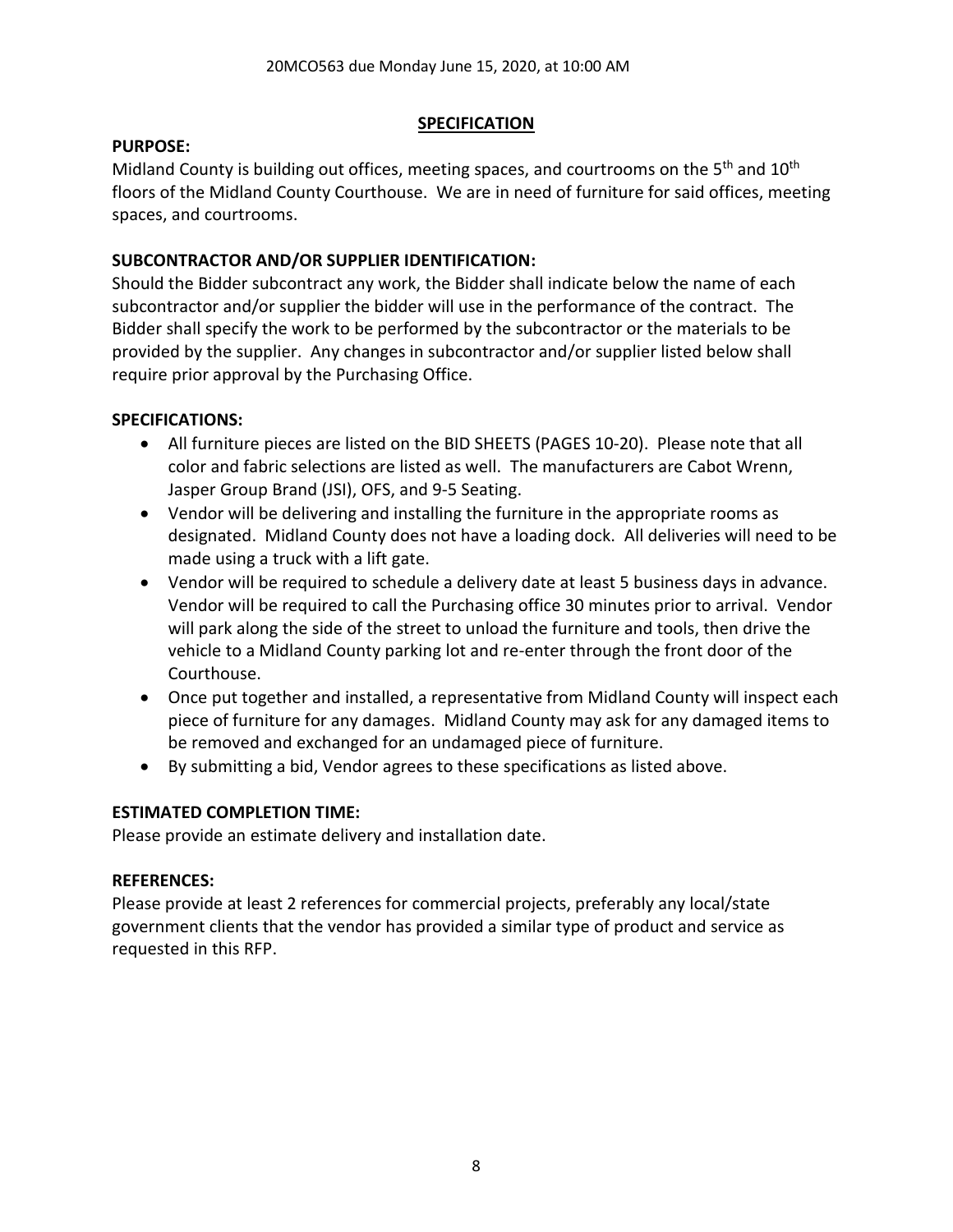20MCO563 due Monday June 15, 2020, at 10:00 AM

## SPECIFICATION

**PURPOSE:**

Midland County is building out offices, meeting spaces, and courtrooms on the 5th and 10th floors of the Midland County Courthouse. We are in need of furniture for said offices, meeting spaces, and courtrooms.

**SUBCONTRACTOR AND/OR SUPPLIER IDENTIFICATION:**

Should the Bidder subcontract any work, the Bidder shall indicate below the name of each subcontractor and/or supplier the bidder will use in the performance of the contract. The Bidder shall specify the work to be performed by the subcontractor or the materials to be provided by the supplier. Any changes in subcontractor and/or supplier listed below shall require prior approval by the Purchasing Office.

**SPECIFICATIONS:**

- All furniture pieces are listed on the BID SHEETS (PAGES 10-20). Please note that all color and fabric selections are listed as well. The manufacturers are Cabot Wrenn, Jasper Group Brand (JSI), OFS, and 9-5 Seating.
- Vendor will be delivering and installing the furniture in the appropriate rooms as designated. Midland County does not have a loading dock. All deliveries will need to be made using a truck with a lift gate.
- Vendor will be required to schedule a delivery date at least 5 business days in advance. Vendor will be required to call the Purchasing office 30 minutes prior to arrival. Vendor will park along the side of the street to unload the furniture and tools, then drive the vehicle to a Midland County parking lot and re-enter through the front door of the Courthouse.
- Once put together and installed, a representative from Midland County will inspect each piece of furniture for any damages. Midland County may ask for any damaged items to be removed and exchanged for an undamaged piece of furniture.
- By submitting a bid, Vendor agrees to these specifications as listed above.

**ESTIMATED COMPLETION TIME:**

Please provide an estimate delivery and installation date.

**REFERENCES:**

Please provide at least 2 references for commercial projects, preferably any local/state government clients that the vendor has provided a similar type of product and service as requested in this RFP.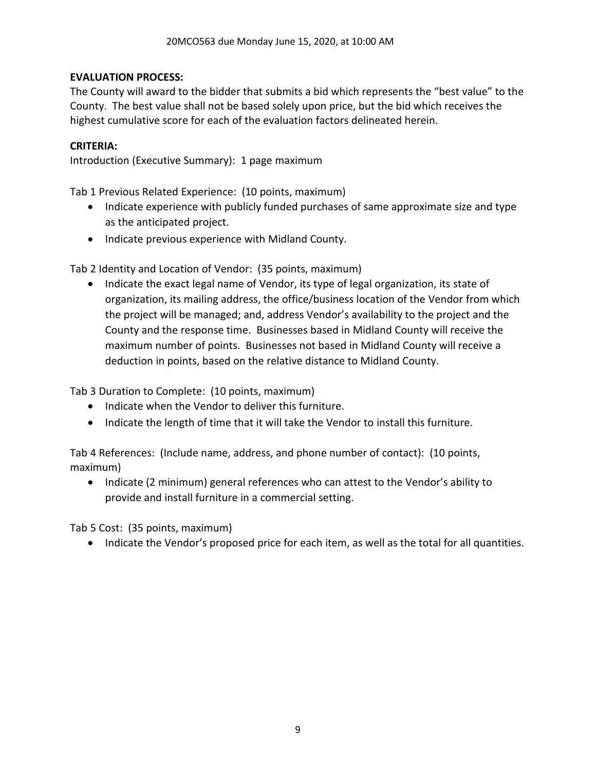**EVALUATION PROCESS:**

The County will award to the bidder that submits a bid which represents the "best value" to the County. The best value shall not be based solely upon price, but the bid which receives the highest cumulative score for each of the evaluation factors delineated herein.

**CRITERIA:**

Introduction (Executive Summary): 1 page maximum

Tab 1 Previous Related Experience: (10 points, maximum)

- Indicate experience with publicly funded purchases of same approximate size and type as the anticipated project.
- Indicate previous experience with Midland County.

Tab 2 Identity and Location of Vendor: (35 points, maximum)

- Indicate the exact legal name of Vendor, its type of legal organization, its state of organization, its mailing address, the office/business location of the Vendor from which the project will be managed; and, address Vendor's availability to the project and the County and the response time. Businesses based in Midland County will receive the maximum number of points. Businesses not based in Midland County will receive a deduction in points, based on the relative distance to Midland County.

Tab 3 Duration to Complete: (10 points, maximum)

- Indicate when the Vendor to deliver this furniture.
- Indicate the length of time that it will take the Vendor to install this furniture.

Tab 4 References: (Include name, address, and phone number of contact): (10 points, maximum)

- Indicate (2 minimum) general references who can attest to the Vendor's ability to provide and install furniture in a commercial setting.

Tab 5 Cost: (35 points, maximum)

- Indicate the Vendor's proposed price for each item, as well as the total for all quantities.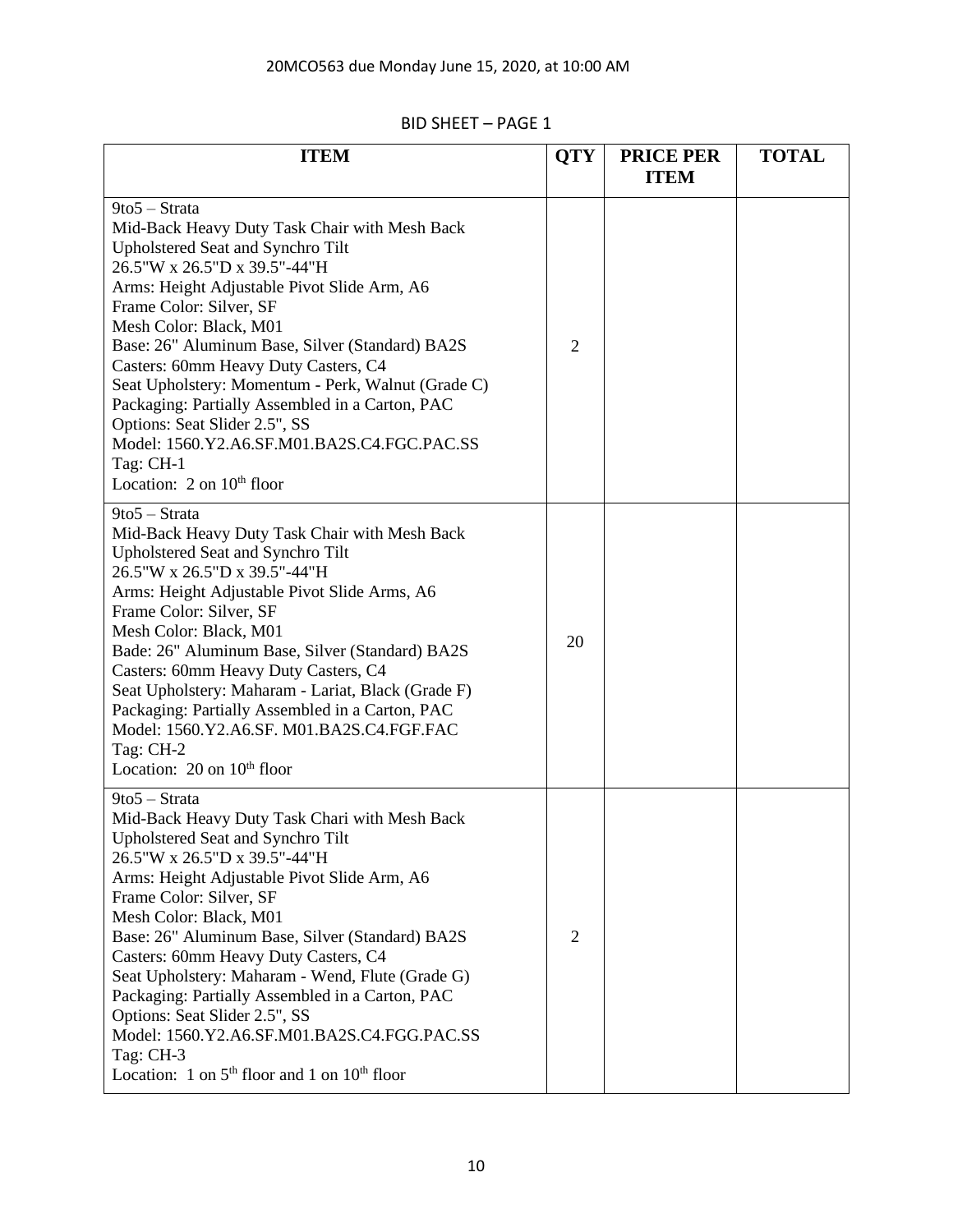20MCO563 due Monday June 15, 2020, at 10:00 AM

BID SHEET – PAGE 1

| ITEM | QTY | PRICE PER ITEM | TOTAL |
|---|---|---|---|
| 9to5 – Strata<br>Mid-Back Heavy Duty Task Chair with Mesh Back<br>Upholstered Seat and Synchro Tilt<br>26.5"W x 26.5"D x 39.5"-44"H<br>Arms: Height Adjustable Pivot Slide Arm, A6<br>Frame Color: Silver, SF<br>Mesh Color: Black, M01<br>Base: 26" Aluminum Base, Silver (Standard) BA2S<br>Casters: 60mm Heavy Duty Casters, C4<br>Seat Upholstery: Momentum - Perk, Walnut (Grade C)<br>Packaging: Partially Assembled in a Carton, PAC<br>Options: Seat Slider 2.5", SS<br>Model: 1560.Y2.A6.SF.M01.BA2S.C4.FGC.PAC.SS<br>Tag: CH-1<br>Location: 2 on 10th floor | 2 | | |
| 9to5 – Strata<br>Mid-Back Heavy Duty Task Chair with Mesh Back<br>Upholstered Seat and Synchro Tilt<br>26.5"W x 26.5"D x 39.5"-44"H<br>Arms: Height Adjustable Pivot Slide Arms, A6<br>Frame Color: Silver, SF<br>Mesh Color: Black, M01<br>Bade: 26" Aluminum Base, Silver (Standard) BA2S<br>Casters: 60mm Heavy Duty Casters, C4<br>Seat Upholstery: Maharam - Lariat, Black (Grade F)<br>Packaging: Partially Assembled in a Carton, PAC<br>Model: 1560.Y2.A6.SF. M01.BA2S.C4.FGF.FAC<br>Tag: CH-2<br>Location: 20 on 10th floor | 20 | | |
| 9to5 – Strata<br>Mid-Back Heavy Duty Task Chari with Mesh Back<br>Upholstered Seat and Synchro Tilt<br>26.5"W x 26.5"D x 39.5"-44"H<br>Arms: Height Adjustable Pivot Slide Arm, A6<br>Frame Color: Silver, SF<br>Mesh Color: Black, M01<br>Base: 26" Aluminum Base, Silver (Standard) BA2S<br>Casters: 60mm Heavy Duty Casters, C4<br>Seat Upholstery: Maharam - Wend, Flute (Grade G)<br>Packaging: Partially Assembled in a Carton, PAC<br>Options: Seat Slider 2.5", SS<br>Model: 1560.Y2.A6.SF.M01.BA2S.C4.FGG.PAC.SS<br>Tag: CH-3<br>Location: 1 on 5th floor and 1 on 10th floor | 2 | | |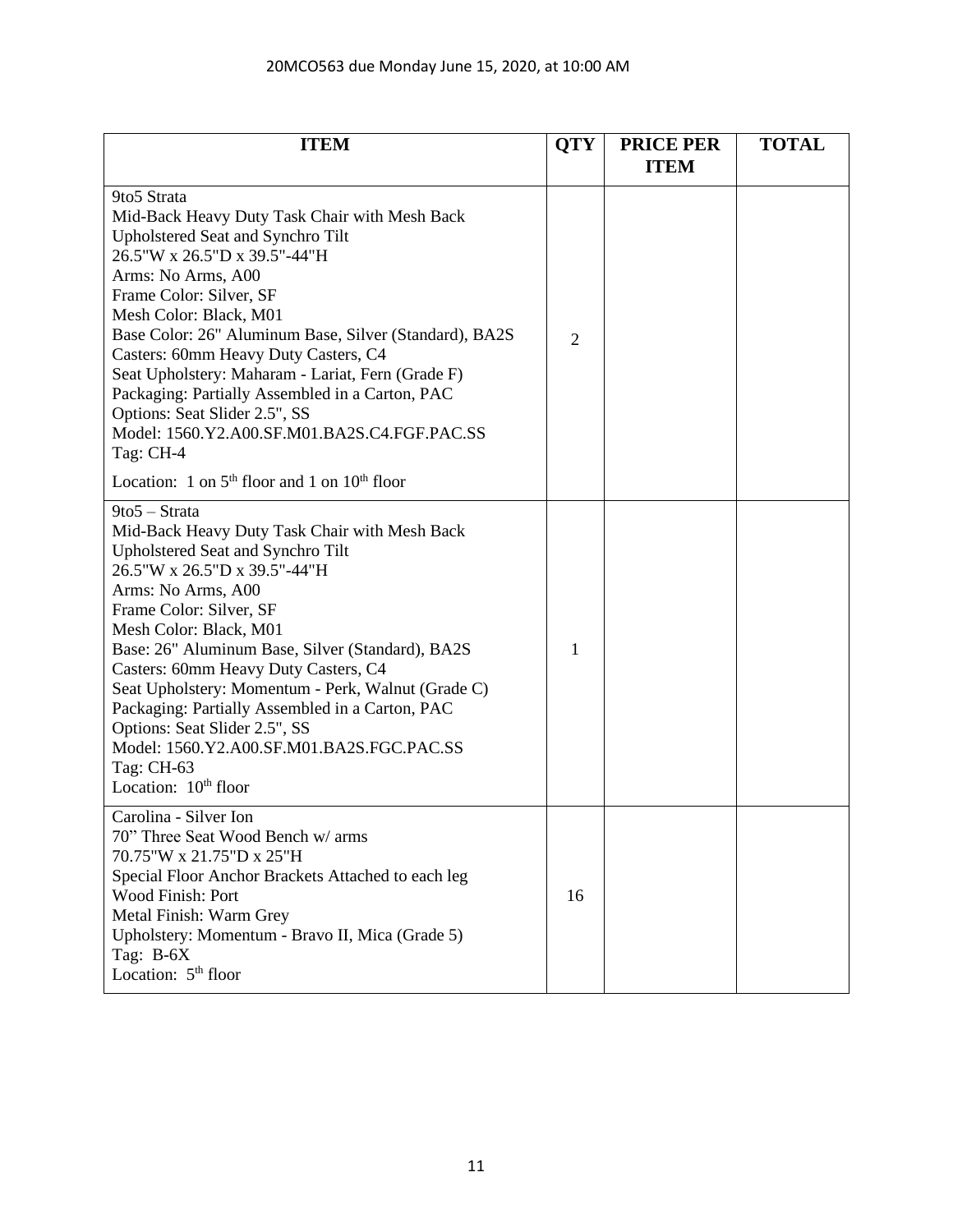20MCO563 due Monday June 15, 2020, at 10:00 AM

| ITEM | QTY | PRICE PER ITEM | TOTAL |
|---|---|---|---|
| 9to5 Strata<br>Mid-Back Heavy Duty Task Chair with Mesh Back<br>Upholstered Seat and Synchro Tilt<br>26.5"W x 26.5"D x 39.5"-44"H<br>Arms: No Arms, A00<br>Frame Color: Silver, SF<br>Mesh Color: Black, M01<br>Base Color: 26" Aluminum Base, Silver (Standard), BA2S<br>Casters: 60mm Heavy Duty Casters, C4<br>Seat Upholstery: Maharam - Lariat, Fern (Grade F)<br>Packaging: Partially Assembled in a Carton, PAC<br>Options: Seat Slider 2.5", SS<br>Model: 1560.Y2.A00.SF.M01.BA2S.C4.FGF.PAC.SS<br>Tag: CH-4<br>Location: 1 on 5th floor and 1 on 10th floor | 2 | | |
| 9to5 – Strata<br>Mid-Back Heavy Duty Task Chair with Mesh Back<br>Upholstered Seat and Synchro Tilt<br>26.5"W x 26.5"D x 39.5"-44"H<br>Arms: No Arms, A00<br>Frame Color: Silver, SF<br>Mesh Color: Black, M01<br>Base: 26" Aluminum Base, Silver (Standard), BA2S<br>Casters: 60mm Heavy Duty Casters, C4<br>Seat Upholstery: Momentum - Perk, Walnut (Grade C)<br>Packaging: Partially Assembled in a Carton, PAC<br>Options: Seat Slider 2.5", SS<br>Model: 1560.Y2.A00.SF.M01.BA2S.FGC.PAC.SS<br>Tag: CH-63<br>Location: 10th floor | 1 | | |
| Carolina - Silver Ion<br>70" Three Seat Wood Bench w/ arms<br>70.75"W x 21.75"D x 25"H<br>Special Floor Anchor Brackets Attached to each leg<br>Wood Finish: Port<br>Metal Finish: Warm Grey<br>Upholstery: Momentum - Bravo II, Mica (Grade 5)<br>Tag: B-6X<br>Location: 5th floor | 16 | | |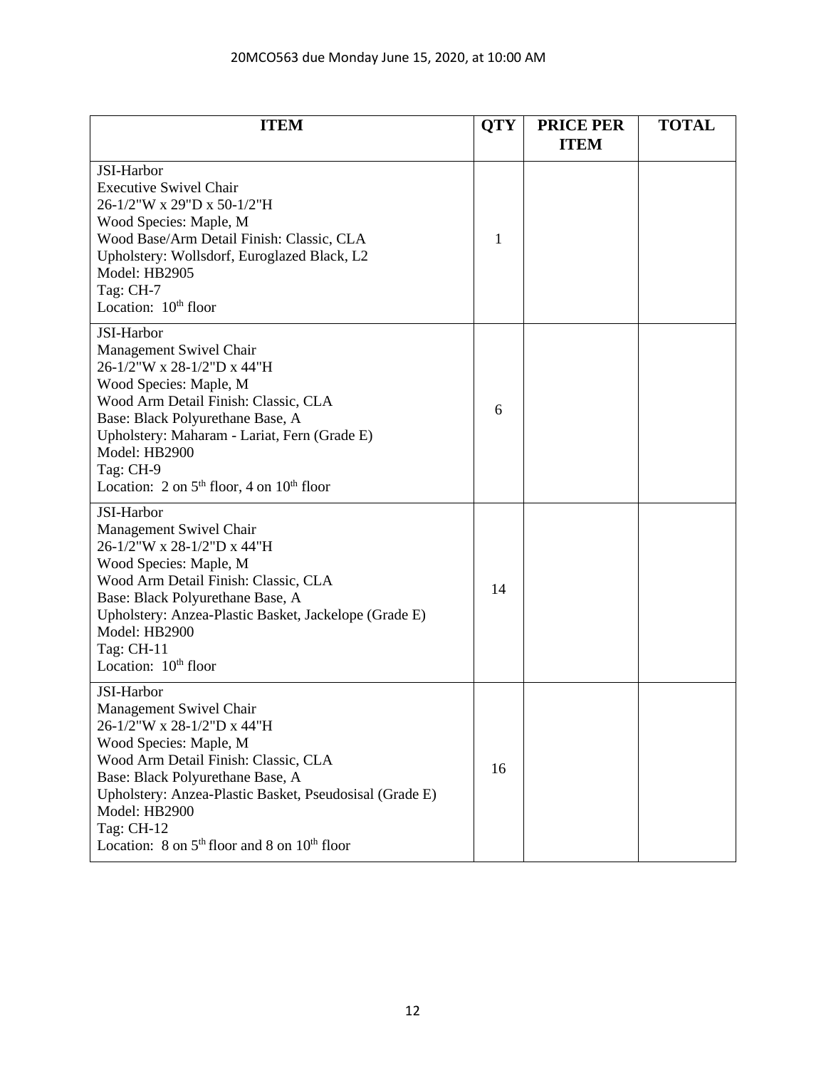| ITEM | QTY | PRICE PER ITEM | TOTAL |
|---|---|---|---|
| JSI-Harbor<br>Executive Swivel Chair<br>26-1/2"W x 29"D x 50-1/2"H<br>Wood Species: Maple, M<br>Wood Base/Arm Detail Finish: Classic, CLA<br>Upholstery: Wollsdorf, Euroglazed Black, L2<br>Model: HB2905<br>Tag: CH-7<br>Location: 10th floor | 1 | | |
| JSI-Harbor<br>Management Swivel Chair<br>26-1/2"W x 28-1/2"D x 44"H<br>Wood Species: Maple, M<br>Wood Arm Detail Finish: Classic, CLA<br>Base: Black Polyurethane Base, A<br>Upholstery: Maharam - Lariat, Fern (Grade E)<br>Model: HB2900<br>Tag: CH-9<br>Location: 2 on 5th floor, 4 on 10th floor | 6 | | |
| JSI-Harbor<br>Management Swivel Chair<br>26-1/2"W x 28-1/2"D x 44"H<br>Wood Species: Maple, M<br>Wood Arm Detail Finish: Classic, CLA<br>Base: Black Polyurethane Base, A<br>Upholstery: Anzea-Plastic Basket, Jackelope (Grade E)<br>Model: HB2900<br>Tag: CH-11<br>Location: 10th floor | 14 | | |
| JSI-Harbor<br>Management Swivel Chair<br>26-1/2"W x 28-1/2"D x 44"H<br>Wood Species: Maple, M<br>Wood Arm Detail Finish: Classic, CLA<br>Base: Black Polyurethane Base, A<br>Upholstery: Anzea-Plastic Basket, Pseudosisal (Grade E)<br>Model: HB2900<br>Tag: CH-12<br>Location: 8 on 5th floor and 8 on 10th floor | 16 | | |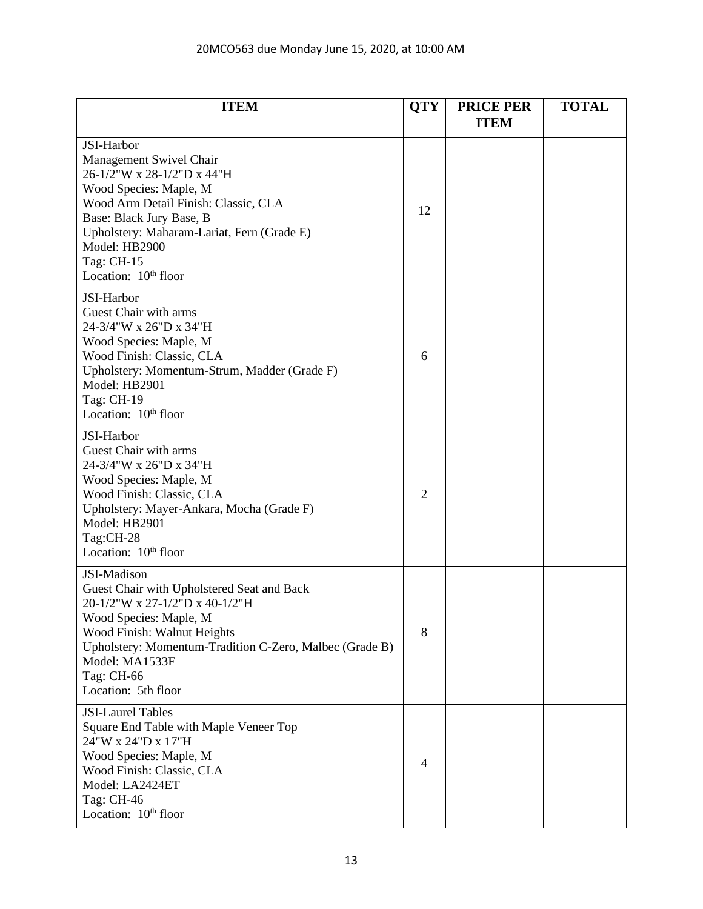20MCO563 due Monday June 15, 2020, at 10:00 AM

| ITEM | QTY | PRICE PER ITEM | TOTAL |
|---|---|---|---|
| JSI-Harbor<br>Management Swivel Chair<br>26-1/2"W x 28-1/2"D x 44"H<br>Wood Species: Maple, M<br>Wood Arm Detail Finish: Classic, CLA<br>Base: Black Jury Base, B<br>Upholstery: Maharam-Lariat, Fern (Grade E)<br>Model: HB2900<br>Tag: CH-15<br>Location: 10th floor | 12 | | |
| JSI-Harbor<br>Guest Chair with arms<br>24-3/4"W x 26"D x 34"H<br>Wood Species: Maple, M<br>Wood Finish: Classic, CLA<br>Upholstery: Momentum-Strum, Madder (Grade F)<br>Model: HB2901<br>Tag: CH-19<br>Location: 10th floor | 6 | | |
| JSI-Harbor<br>Guest Chair with arms<br>24-3/4"W x 26"D x 34"H<br>Wood Species: Maple, M<br>Wood Finish: Classic, CLA<br>Upholstery: Mayer-Ankara, Mocha (Grade F)<br>Model: HB2901<br>Tag:CH-28<br>Location: 10th floor | 2 | | |
| JSI-Madison<br>Guest Chair with Upholstered Seat and Back<br>20-1/2"W x 27-1/2"D x 40-1/2"H<br>Wood Species: Maple, M<br>Wood Finish: Walnut Heights<br>Upholstery: Momentum-Tradition C-Zero, Malbec (Grade B)<br>Model: MA1533F<br>Tag: CH-66<br>Location: 5th floor | 8 | | |
| JSI-Laurel Tables<br>Square End Table with Maple Veneer Top<br>24"W x 24"D x 17"H<br>Wood Species: Maple, M<br>Wood Finish: Classic, CLA<br>Model: LA2424ET<br>Tag: CH-46<br>Location: 10th floor | 4 | | |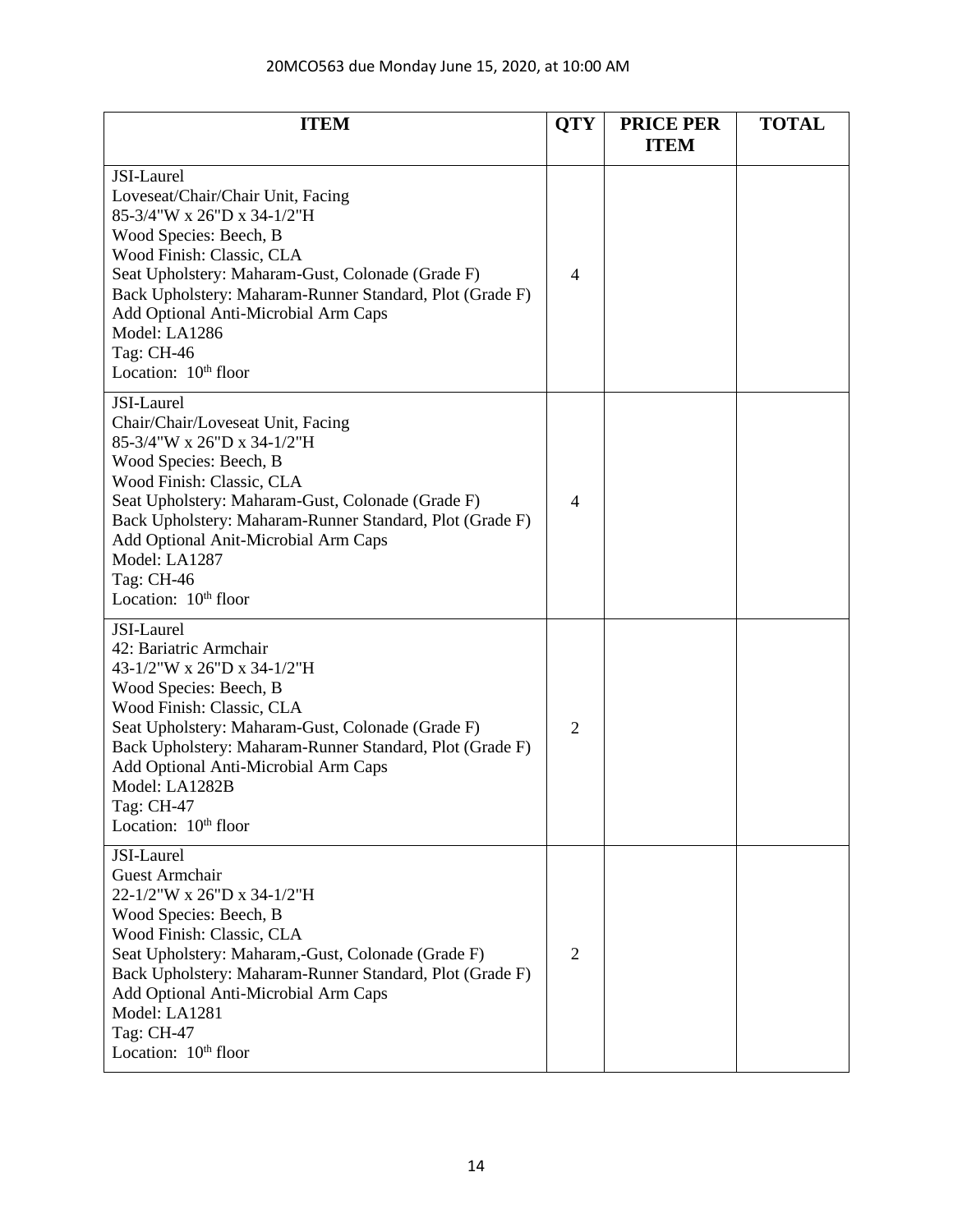| ITEM | QTY | PRICE PER ITEM | TOTAL |
|---|---|---|---|
| JSI-Laurel<br>Loveseat/Chair/Chair Unit, Facing<br>85-3/4"W x 26"D x 34-1/2"H<br>Wood Species: Beech, B<br>Wood Finish: Classic, CLA<br>Seat Upholstery: Maharam-Gust, Colonade (Grade F)<br>Back Upholstery: Maharam-Runner Standard, Plot (Grade F)<br>Add Optional Anti-Microbial Arm Caps<br>Model: LA1286<br>Tag: CH-46<br>Location: 10th floor | 4 | | |
| JSI-Laurel<br>Chair/Chair/Loveseat Unit, Facing<br>85-3/4"W x 26"D x 34-1/2"H<br>Wood Species: Beech, B<br>Wood Finish: Classic, CLA<br>Seat Upholstery: Maharam-Gust, Colonade (Grade F)<br>Back Upholstery: Maharam-Runner Standard, Plot (Grade F)<br>Add Optional Anit-Microbial Arm Caps<br>Model: LA1287<br>Tag: CH-46<br>Location: 10th floor | 4 | | |
| JSI-Laurel<br>42: Bariatric Armchair<br>43-1/2"W x 26"D x 34-1/2"H<br>Wood Species: Beech, B<br>Wood Finish: Classic, CLA<br>Seat Upholstery: Maharam-Gust, Colonade (Grade F)<br>Back Upholstery: Maharam-Runner Standard, Plot (Grade F)<br>Add Optional Anti-Microbial Arm Caps<br>Model: LA1282B<br>Tag: CH-47<br>Location: 10th floor | 2 | | |
| JSI-Laurel<br>Guest Armchair<br>22-1/2"W x 26"D x 34-1/2"H<br>Wood Species: Beech, B<br>Wood Finish: Classic, CLA<br>Seat Upholstery: Maharam,-Gust, Colonade (Grade F)<br>Back Upholstery: Maharam-Runner Standard, Plot (Grade F)<br>Add Optional Anti-Microbial Arm Caps<br>Model: LA1281<br>Tag: CH-47<br>Location: 10th floor | 2 | | |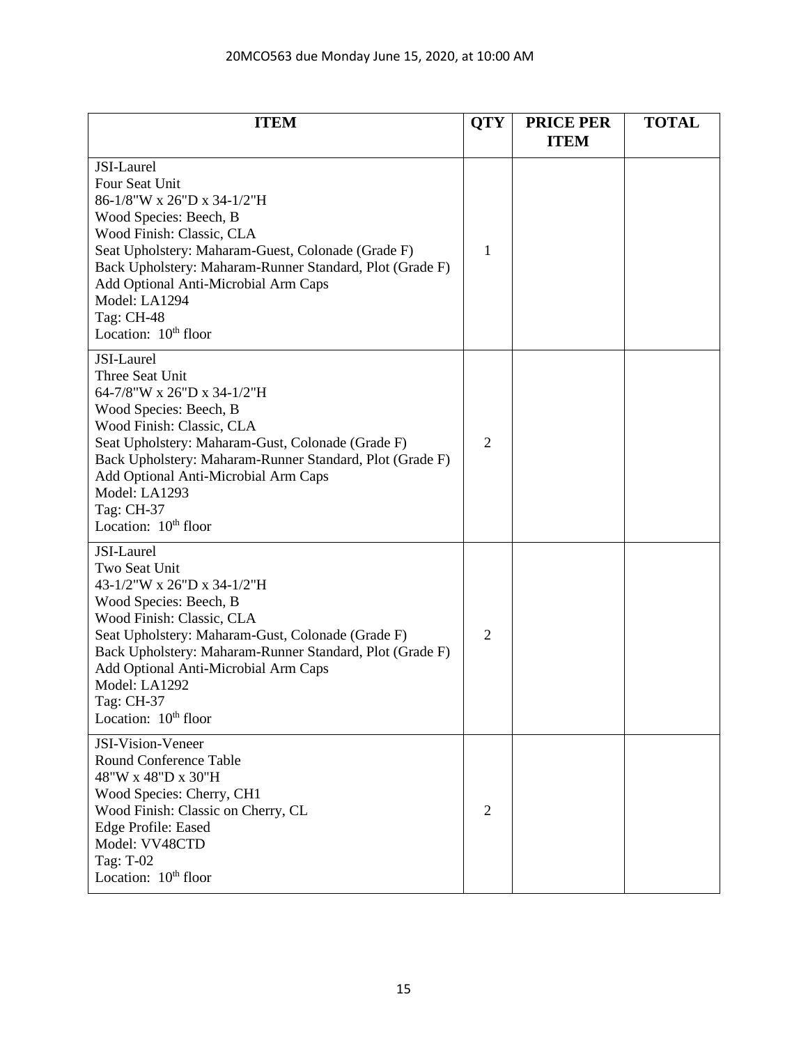20MCO563 due Monday June 15, 2020, at 10:00 AM

| ITEM | QTY | PRICE PER ITEM | TOTAL |
|---|---|---|---|
| JSI-Laurel<br>Four Seat Unit<br>86-1/8"W x 26"D x 34-1/2"H<br>Wood Species: Beech, B<br>Wood Finish: Classic, CLA<br>Seat Upholstery: Maharam-Guest, Colonade (Grade F)<br>Back Upholstery: Maharam-Runner Standard, Plot (Grade F)<br>Add Optional Anti-Microbial Arm Caps<br>Model: LA1294<br>Tag: CH-48<br>Location: 10th floor | 1 | | |
| JSI-Laurel<br>Three Seat Unit<br>64-7/8"W x 26"D x 34-1/2"H<br>Wood Species: Beech, B<br>Wood Finish: Classic, CLA<br>Seat Upholstery: Maharam-Gust, Colonade (Grade F)<br>Back Upholstery: Maharam-Runner Standard, Plot (Grade F)<br>Add Optional Anti-Microbial Arm Caps<br>Model: LA1293<br>Tag: CH-37<br>Location: 10th floor | 2 | | |
| JSI-Laurel<br>Two Seat Unit<br>43-1/2"W x 26"D x 34-1/2"H<br>Wood Species: Beech, B<br>Wood Finish: Classic, CLA<br>Seat Upholstery: Maharam-Gust, Colonade (Grade F)<br>Back Upholstery: Maharam-Runner Standard, Plot (Grade F)<br>Add Optional Anti-Microbial Arm Caps<br>Model: LA1292<br>Tag: CH-37<br>Location: 10th floor | 2 | | |
| JSI-Vision-Veneer<br>Round Conference Table<br>48"W x 48"D x 30"H<br>Wood Species: Cherry, CH1<br>Wood Finish: Classic on Cherry, CL<br>Edge Profile: Eased<br>Model: VV48CTD<br>Tag: T-02<br>Location: 10th floor | 2 | | |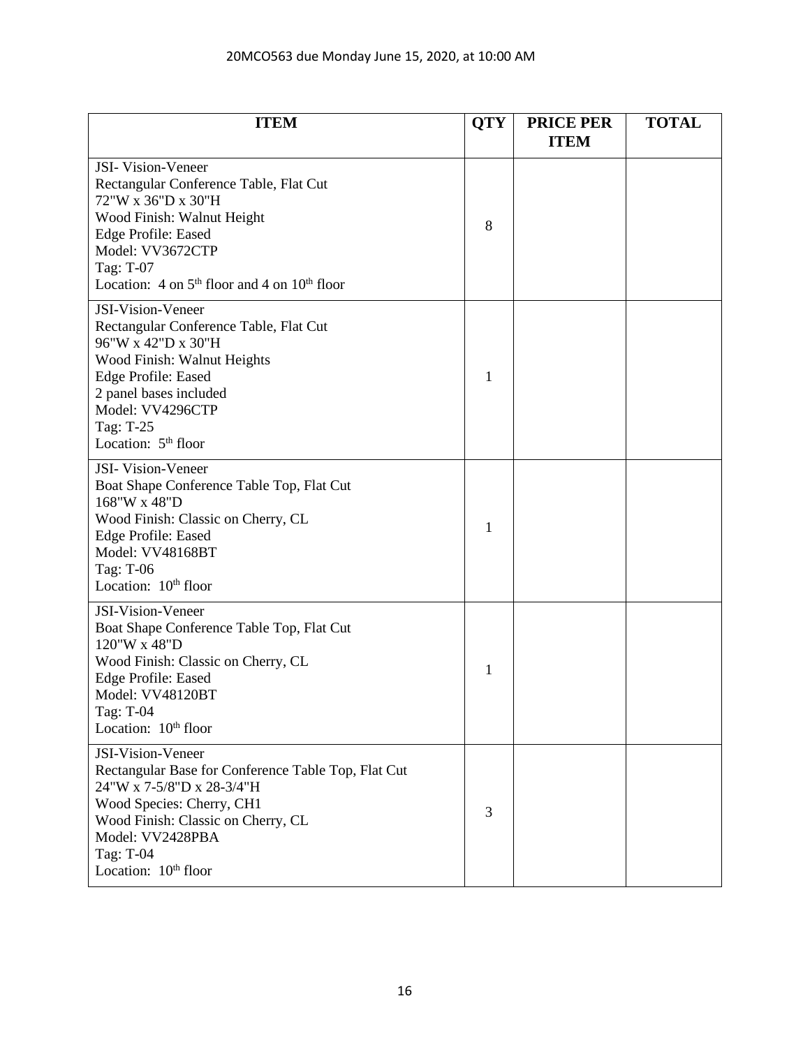20MCO563 due Monday June 15, 2020, at 10:00 AM

| ITEM | QTY | PRICE PER ITEM | TOTAL |
|---|---|---|---|
| JSI- Vision-Veneer<br>Rectangular Conference Table, Flat Cut<br>72"W x 36"D x 30"H<br>Wood Finish: Walnut Height<br>Edge Profile: Eased<br>Model: VV3672CTP<br>Tag: T-07<br>Location: 4 on 5th floor and 4 on 10th floor | 8 | | |
| JSI-Vision-Veneer<br>Rectangular Conference Table, Flat Cut<br>96"W x 42"D x 30"H<br>Wood Finish: Walnut Heights<br>Edge Profile: Eased<br>2 panel bases included<br>Model: VV4296CTP<br>Tag: T-25<br>Location: 5th floor | 1 | | |
| JSI- Vision-Veneer<br>Boat Shape Conference Table Top, Flat Cut<br>168"W x 48"D<br>Wood Finish: Classic on Cherry, CL<br>Edge Profile: Eased<br>Model: VV48168BT<br>Tag: T-06<br>Location: 10th floor | 1 | | |
| JSI-Vision-Veneer<br>Boat Shape Conference Table Top, Flat Cut<br>120"W x 48"D<br>Wood Finish: Classic on Cherry, CL<br>Edge Profile: Eased<br>Model: VV48120BT<br>Tag: T-04<br>Location: 10th floor | 1 | | |
| JSI-Vision-Veneer<br>Rectangular Base for Conference Table Top, Flat Cut<br>24"W x 7-5/8"D x 28-3/4"H<br>Wood Species: Cherry, CH1<br>Wood Finish: Classic on Cherry, CL<br>Model: VV2428PBA<br>Tag: T-04<br>Location: 10th floor | 3 | | |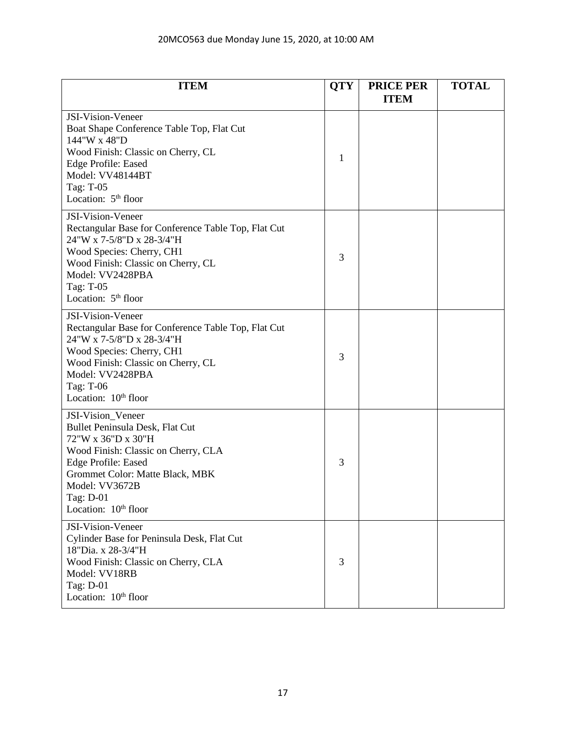20MCO563 due Monday June 15, 2020, at 10:00 AM

| ITEM | QTY | PRICE PER ITEM | TOTAL |
|---|---|---|---|
| JSI-Vision-Veneer<br>Boat Shape Conference Table Top, Flat Cut<br>144"W x 48"D<br>Wood Finish: Classic on Cherry, CL<br>Edge Profile: Eased<br>Model: VV48144BT<br>Tag: T-05<br>Location: 5th floor | 1 | | |
| JSI-Vision-Veneer<br>Rectangular Base for Conference Table Top, Flat Cut<br>24"W x 7-5/8"D x 28-3/4"H<br>Wood Species: Cherry, CH1<br>Wood Finish: Classic on Cherry, CL<br>Model: VV2428PBA<br>Tag: T-05<br>Location: 5th floor | 3 | | |
| JSI-Vision-Veneer<br>Rectangular Base for Conference Table Top, Flat Cut<br>24"W x 7-5/8"D x 28-3/4"H<br>Wood Species: Cherry, CH1<br>Wood Finish: Classic on Cherry, CL<br>Model: VV2428PBA<br>Tag: T-06<br>Location: 10th floor | 3 | | |
| JSI-Vision_Veneer<br>Bullet Peninsula Desk, Flat Cut<br>72"W x 36"D x 30"H<br>Wood Finish: Classic on Cherry, CLA<br>Edge Profile: Eased<br>Grommet Color: Matte Black, MBK<br>Model: VV3672B<br>Tag: D-01<br>Location: 10th floor | 3 | | |
| JSI-Vision-Veneer<br>Cylinder Base for Peninsula Desk, Flat Cut<br>18"Dia. x 28-3/4"H<br>Wood Finish: Classic on Cherry, CLA<br>Model: VV18RB<br>Tag: D-01<br>Location: 10th floor | 3 | | |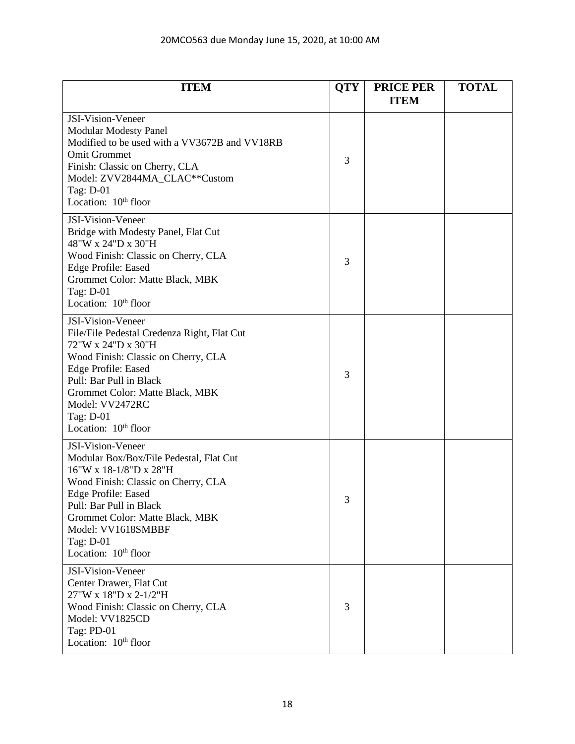20MCO563 due Monday June 15, 2020, at 10:00 AM

| ITEM | QTY | PRICE PER ITEM | TOTAL |
|---|---|---|---|
| JSI-Vision-Veneer<br>Modular Modesty Panel<br>Modified to be used with a VV3672B and VV18RB<br>Omit Grommet<br>Finish: Classic on Cherry, CLA<br>Model: ZVV2844MA_CLAC**Custom<br>Tag: D-01<br>Location: 10th floor | 3 | | |
| JSI-Vision-Veneer<br>Bridge with Modesty Panel, Flat Cut<br>48"W x 24"D x 30"H<br>Wood Finish: Classic on Cherry, CLA<br>Edge Profile: Eased<br>Grommet Color: Matte Black, MBK<br>Tag: D-01<br>Location: 10th floor | 3 | | |
| JSI-Vision-Veneer<br>File/File Pedestal Credenza Right, Flat Cut<br>72"W x 24"D x 30"H<br>Wood Finish: Classic on Cherry, CLA<br>Edge Profile: Eased<br>Pull: Bar Pull in Black<br>Grommet Color: Matte Black, MBK<br>Model: VV2472RC<br>Tag: D-01<br>Location: 10th floor | 3 | | |
| JSI-Vision-Veneer<br>Modular Box/Box/File Pedestal, Flat Cut<br>16"W x 18-1/8"D x 28"H<br>Wood Finish: Classic on Cherry, CLA<br>Edge Profile: Eased<br>Pull: Bar Pull in Black<br>Grommet Color: Matte Black, MBK<br>Model: VV1618SMBBF<br>Tag: D-01<br>Location: 10th floor | 3 | | |
| JSI-Vision-Veneer<br>Center Drawer, Flat Cut<br>27"W x 18"D x 2-1/2"H<br>Wood Finish: Classic on Cherry, CLA<br>Model: VV1825CD<br>Tag: PD-01<br>Location: 10th floor | 3 | | |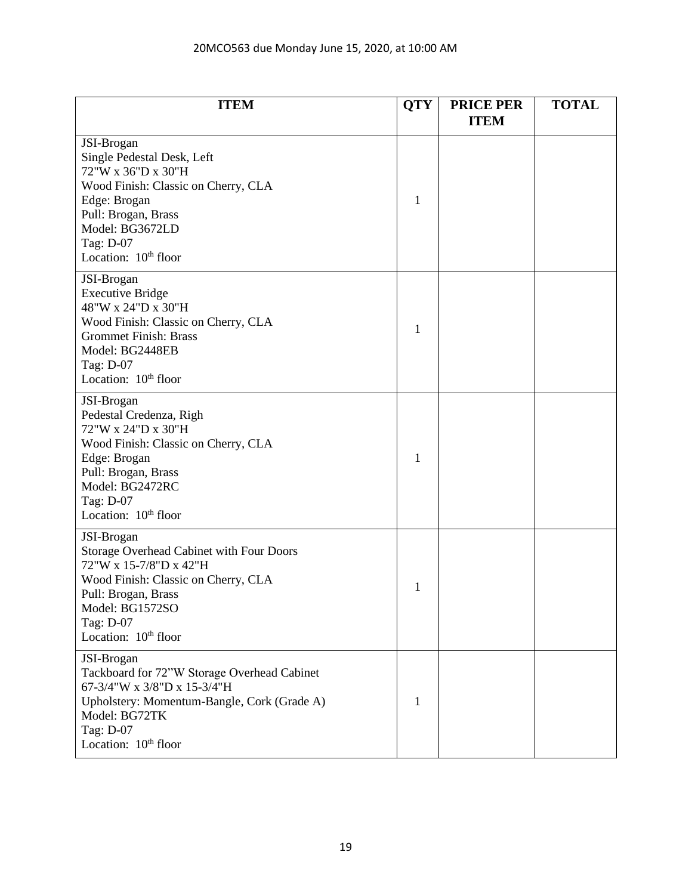20MCO563 due Monday June 15, 2020, at 10:00 AM

| ITEM | QTY | PRICE PER ITEM | TOTAL |
|---|---|---|---|
| JSI-Brogan<br>Single Pedestal Desk, Left<br>72"W x 36"D x 30"H<br>Wood Finish: Classic on Cherry, CLA<br>Edge: Brogan<br>Pull: Brogan, Brass<br>Model: BG3672LD<br>Tag: D-07<br>Location: 10th floor | 1 | | |
| JSI-Brogan<br>Executive Bridge<br>48"W x 24"D x 30"H<br>Wood Finish: Classic on Cherry, CLA<br>Grommet Finish: Brass<br>Model: BG2448EB<br>Tag: D-07<br>Location: 10th floor | 1 | | |
| JSI-Brogan<br>Pedestal Credenza, Righ<br>72"W x 24"D x 30"H<br>Wood Finish: Classic on Cherry, CLA<br>Edge: Brogan<br>Pull: Brogan, Brass<br>Model: BG2472RC<br>Tag: D-07<br>Location: 10th floor | 1 | | |
| JSI-Brogan<br>Storage Overhead Cabinet with Four Doors<br>72"W x 15-7/8"D x 42"H<br>Wood Finish: Classic on Cherry, CLA<br>Pull: Brogan, Brass<br>Model: BG1572SO<br>Tag: D-07<br>Location: 10th floor | 1 | | |
| JSI-Brogan<br>Tackboard for 72"W Storage Overhead Cabinet<br>67-3/4"W x 3/8"D x 15-3/4"H<br>Upholstery: Momentum-Bangle, Cork (Grade A)<br>Model: BG72TK<br>Tag: D-07<br>Location: 10th floor | 1 | | |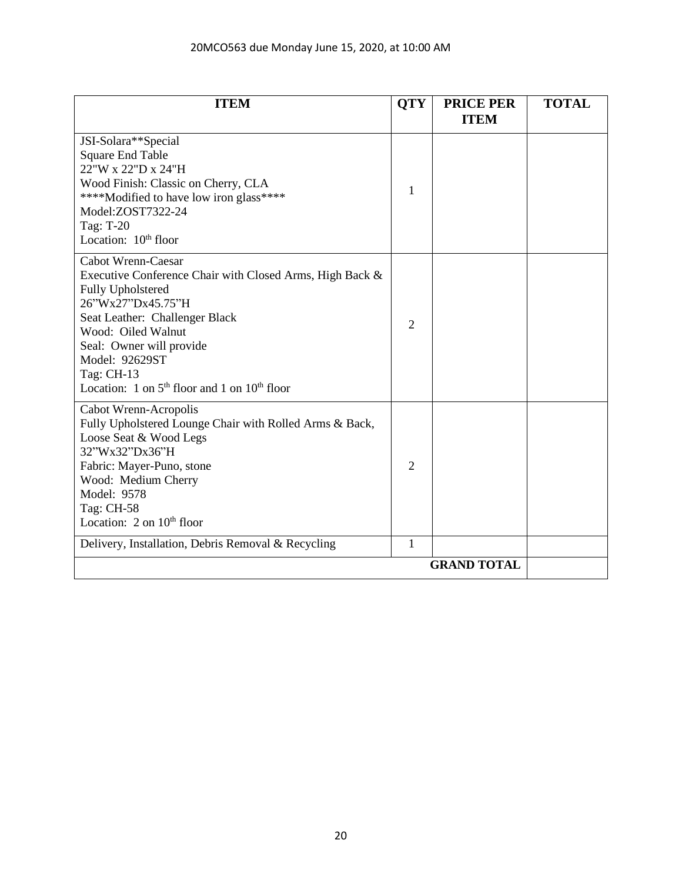20MCO563 due Monday June 15, 2020, at 10:00 AM

| ITEM | QTY | PRICE PER ITEM | TOTAL |
|---|---|---|---|
| JSI-Solara**Special<br>Square End Table<br>22"W x 22"D x 24"H<br>Wood Finish: Classic on Cherry, CLA<br>****Modified to have low iron glass****<br>Model:ZOST7322-24<br>Tag: T-20<br>Location: 10th floor | 1 | | |
| Cabot Wrenn-Caesar<br>Executive Conference Chair with Closed Arms, High Back & Fully Upholstered<br>26"Wx27"Dx45.75"H<br>Seat Leather: Challenger Black<br>Wood: Oiled Walnut<br>Seal: Owner will provide<br>Model: 92629ST<br>Tag: CH-13<br>Location: 1 on 5th floor and 1 on 10th floor | 2 | | |
| Cabot Wrenn-Acropolis<br>Fully Upholstered Lounge Chair with Rolled Arms & Back, Loose Seat & Wood Legs<br>32"Wx32"Dx36"H<br>Fabric: Mayer-Puno, stone<br>Wood: Medium Cherry<br>Model: 9578<br>Tag: CH-58<br>Location: 2 on 10th floor | 2 | | |
| Delivery, Installation, Debris Removal & Recycling | 1 | | |
| | | **GRAND TOTAL** | |